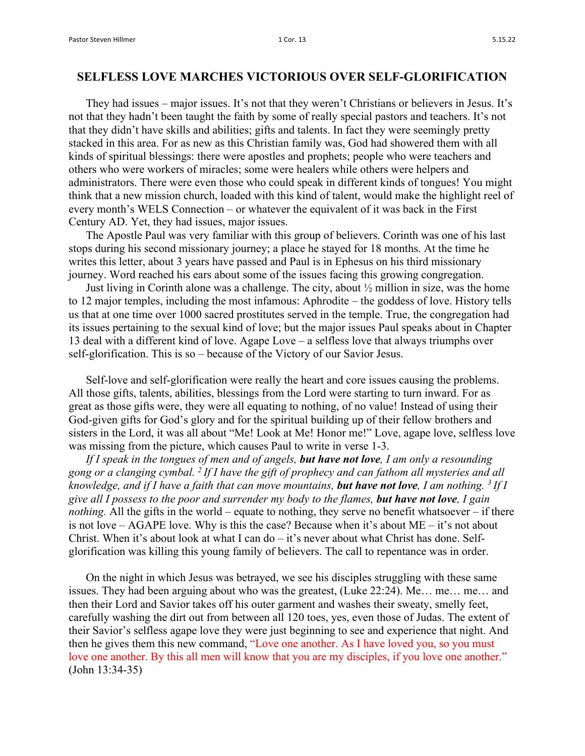# SELFLESS LOVE MARCHES VICTORIOUS OVER SELF-GLORIFICATION

They had issues – major issues. It's not that they weren't Christians or believers in Jesus. It's not that they hadn't been taught the faith by some of really special pastors and teachers. It's not that they didn't have skills and abilities; gifts and talents. In fact they were seemingly pretty stacked in this area. For as new as this Christian family was, God had showered them with all kinds of spiritual blessings: there were apostles and prophets; people who were teachers and others who were workers of miracles; some were healers while others were helpers and administrators. There were even those who could speak in different kinds of tongues! You might think that a new mission church, loaded with this kind of talent, would make the highlight reel of every month's WELS Connection – or whatever the equivalent of it was back in the First Century AD. Yet, they had issues, major issues.

The Apostle Paul was very familiar with this group of believers. Corinth was one of his last stops during his second missionary journey; a place he stayed for 18 months. At the time he writes this letter, about 3 years have passed and Paul is in Ephesus on his third missionary journey. Word reached his ears about some of the issues facing this growing congregation.

Just living in Corinth alone was a challenge. The city, about ½ million in size, was the home to 12 major temples, including the most infamous: Aphrodite – the goddess of love. History tells us that at one time over 1000 sacred prostitutes served in the temple. True, the congregation had its issues pertaining to the sexual kind of love; but the major issues Paul speaks about in Chapter 13 deal with a different kind of love. Agape Love – a selfless love that always triumphs over self-glorification. This is so – because of the Victory of our Savior Jesus.

Self-love and self-glorification were really the heart and core issues causing the problems. All those gifts, talents, abilities, blessings from the Lord were starting to turn inward. For as great as those gifts were, they were all equating to nothing, of no value! Instead of using their God-given gifts for God's glory and for the spiritual building up of their fellow brothers and sisters in the Lord, it was all about "Me! Look at Me! Honor me!" Love, agape love, selfless love was missing from the picture, which causes Paul to write in verse 1-3.

*If I speak in the tongues of men and of angels, **but have not love**, I am only a resounding gong or a clanging cymbal. [2] If I have the gift of prophecy and can fathom all mysteries and all knowledge, and if I have a faith that can move mountains, **but have not love**, I am nothing. [3] If I give all I possess to the poor and surrender my body to the flames, **but have not love**, I gain nothing.* All the gifts in the world – equate to nothing, they serve no benefit whatsoever – if there is not love – AGAPE love. Why is this the case? Because when it's about ME – it's not about Christ. When it's about look at what I can do – it's never about what Christ has done. Self-glorification was killing this young family of believers. The call to repentance was in order.

On the night in which Jesus was betrayed, we see his disciples struggling with these same issues. They had been arguing about who was the greatest, (Luke 22:24). Me… me… me… and then their Lord and Savior takes off his outer garment and washes their sweaty, smelly feet, carefully washing the dirt out from between all 120 toes, yes, even those of Judas. The extent of their Savior's selfless agape love they were just beginning to see and experience that night. And then he gives them this new command, "Love one another. As I have loved you, so you must love one another. By this all men will know that you are my disciples, if you love one another." (John 13:34-35)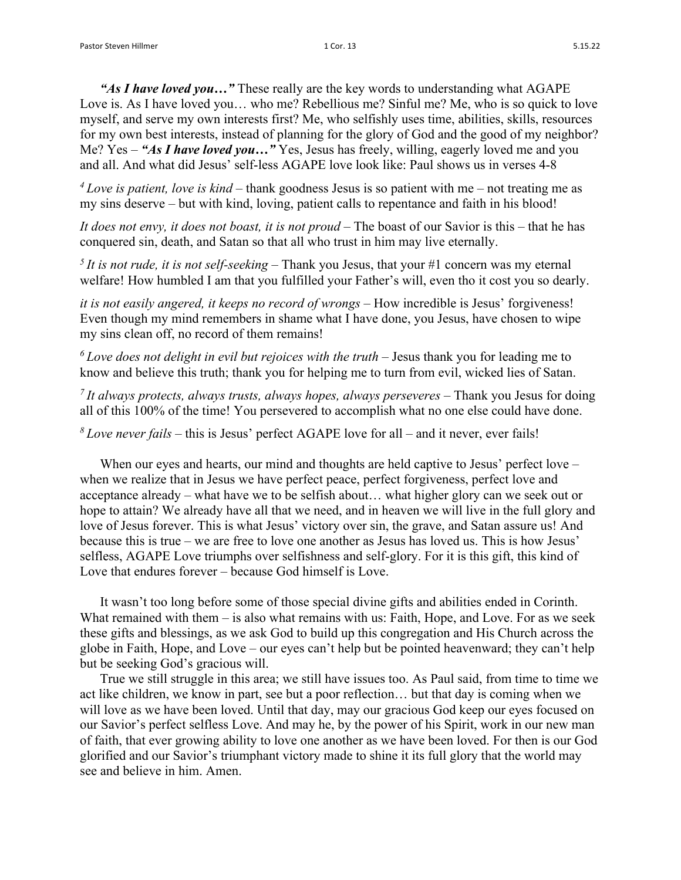***"As I have loved you…"*** These really are the key words to understanding what AGAPE Love is. As I have loved you… who me? Rebellious me? Sinful me? Me, who is so quick to love myself, and serve my own interests first? Me, who selfishly uses time, abilities, skills, resources for my own best interests, instead of planning for the glory of God and the good of my neighbor? Me? Yes – ***"As I have loved you…"*** Yes, Jesus has freely, willing, eagerly loved me and you and all. And what did Jesus' self-less AGAPE love look like: Paul shows us in verses 4-8

[4] *Love is patient, love is kind* – thank goodness Jesus is so patient with me – not treating me as my sins deserve – but with kind, loving, patient calls to repentance and faith in his blood!

*It does not envy, it does not boast, it is not proud* – The boast of our Savior is this – that he has conquered sin, death, and Satan so that all who trust in him may live eternally.

[5] *It is not rude, it is not self-seeking* – Thank you Jesus, that your #1 concern was my eternal welfare! How humbled I am that you fulfilled your Father's will, even tho it cost you so dearly.

*it is not easily angered, it keeps no record of wrongs* – How incredible is Jesus' forgiveness! Even though my mind remembers in shame what I have done, you Jesus, have chosen to wipe my sins clean off, no record of them remains!

[6] *Love does not delight in evil but rejoices with the truth* – Jesus thank you for leading me to know and believe this truth; thank you for helping me to turn from evil, wicked lies of Satan.

[7] *It always protects, always trusts, always hopes, always perseveres* – Thank you Jesus for doing all of this 100% of the time! You persevered to accomplish what no one else could have done.

[8] *Love never fails* – this is Jesus' perfect AGAPE love for all – and it never, ever fails!

When our eyes and hearts, our mind and thoughts are held captive to Jesus' perfect love – when we realize that in Jesus we have perfect peace, perfect forgiveness, perfect love and acceptance already – what have we to be selfish about… what higher glory can we seek out or hope to attain? We already have all that we need, and in heaven we will live in the full glory and love of Jesus forever. This is what Jesus' victory over sin, the grave, and Satan assure us! And because this is true – we are free to love one another as Jesus has loved us. This is how Jesus' selfless, AGAPE Love triumphs over selfishness and self-glory. For it is this gift, this kind of Love that endures forever – because God himself is Love.

It wasn't too long before some of those special divine gifts and abilities ended in Corinth. What remained with them – is also what remains with us: Faith, Hope, and Love. For as we seek these gifts and blessings, as we ask God to build up this congregation and His Church across the globe in Faith, Hope, and Love – our eyes can't help but be pointed heavenward; they can't help but be seeking God's gracious will.

True we still struggle in this area; we still have issues too. As Paul said, from time to time we act like children, we know in part, see but a poor reflection… but that day is coming when we will love as we have been loved. Until that day, may our gracious God keep our eyes focused on our Savior's perfect selfless Love. And may he, by the power of his Spirit, work in our new man of faith, that ever growing ability to love one another as we have been loved. For then is our God glorified and our Savior's triumphant victory made to shine it its full glory that the world may see and believe in him. Amen.